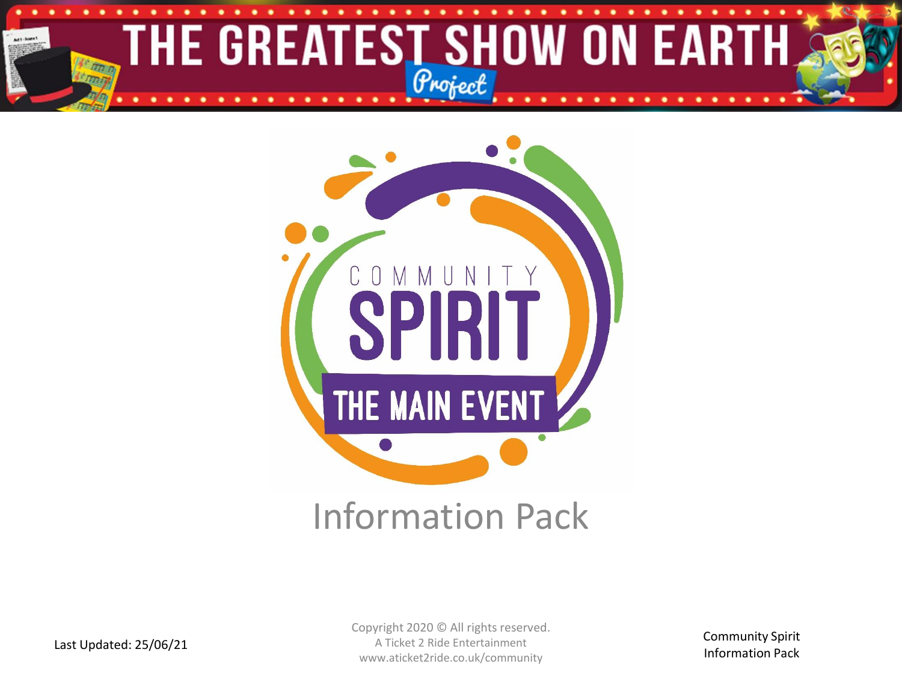# THE GREATEST SHOW ON EARTH Project

COMMUNITY SPIRIT

THE MAIN EVENT

## Information Pack

Last Updated: 25/06/21

Copyright 2020 © All rights reserved.
A Ticket 2 Ride Entertainment
www.aticket2ride.co.uk/community

Community Spirit
Information Pack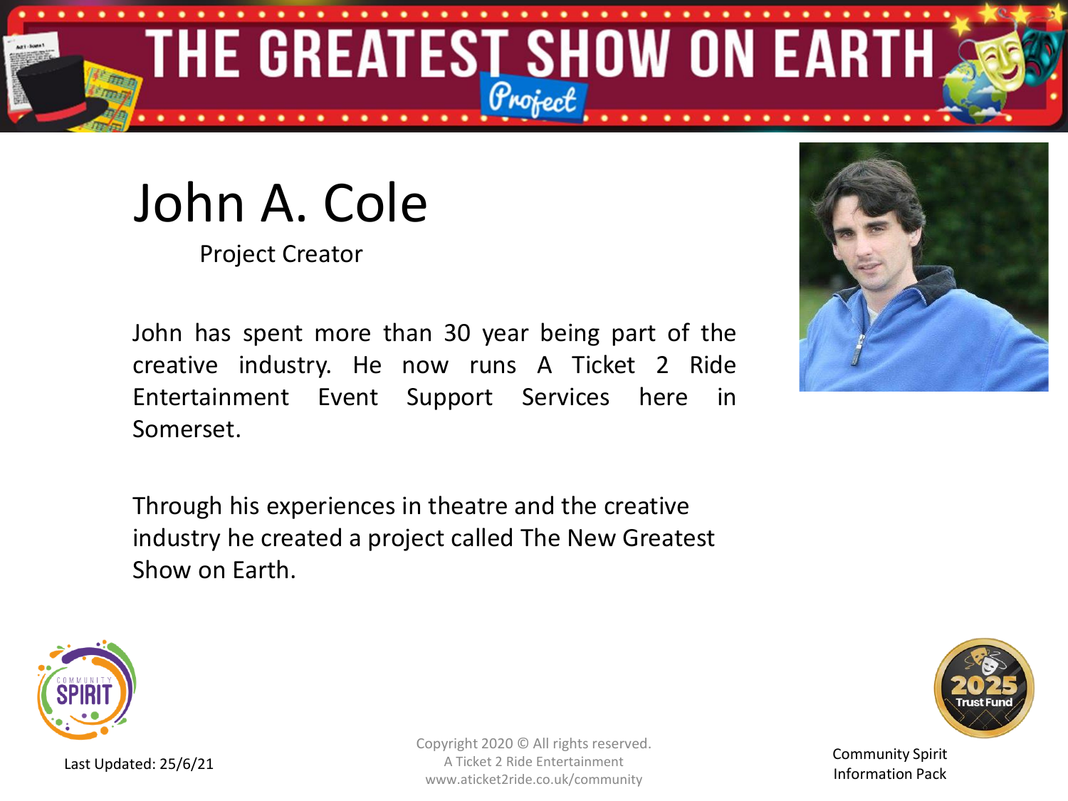# John A. Cole

Project Creator

John has spent more than 30 year being part of the creative industry. He now runs A Ticket 2 Ride Entertainment Event Support Services here in Somerset.

Through his experiences in theatre and the creative industry he created a project called The New Greatest Show on Earth.

Last Updated: 25/6/21

Copyright 2020 © All rights reserved.
A Ticket 2 Ride Entertainment
www.aticket2ride.co.uk/community

Community Spirit
Information Pack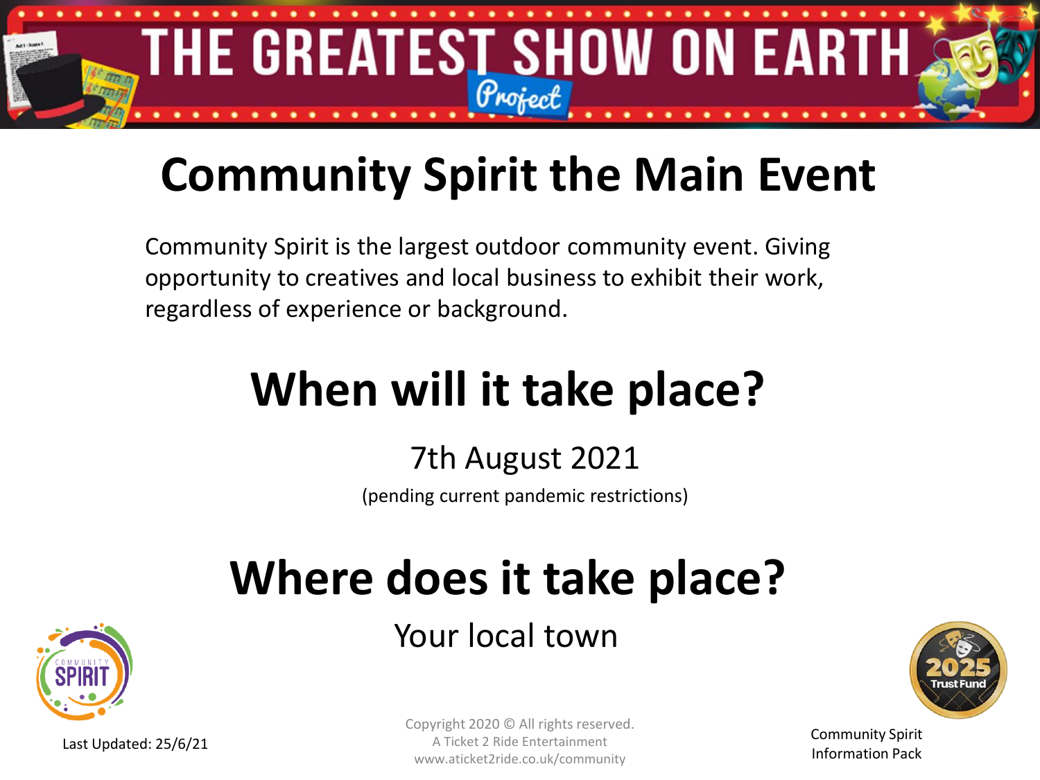# Community Spirit the Main Event

Community Spirit is the largest outdoor community event. Giving opportunity to creatives and local business to exhibit their work, regardless of experience or background.

## When will it take place?

7th August 2021

(pending current pandemic restrictions)

## Where does it take place?

Your local town

Last Updated: 25/6/21

Copyright 2020 © All rights reserved.
A Ticket 2 Ride Entertainment
www.aticket2ride.co.uk/community

Community Spirit Information Pack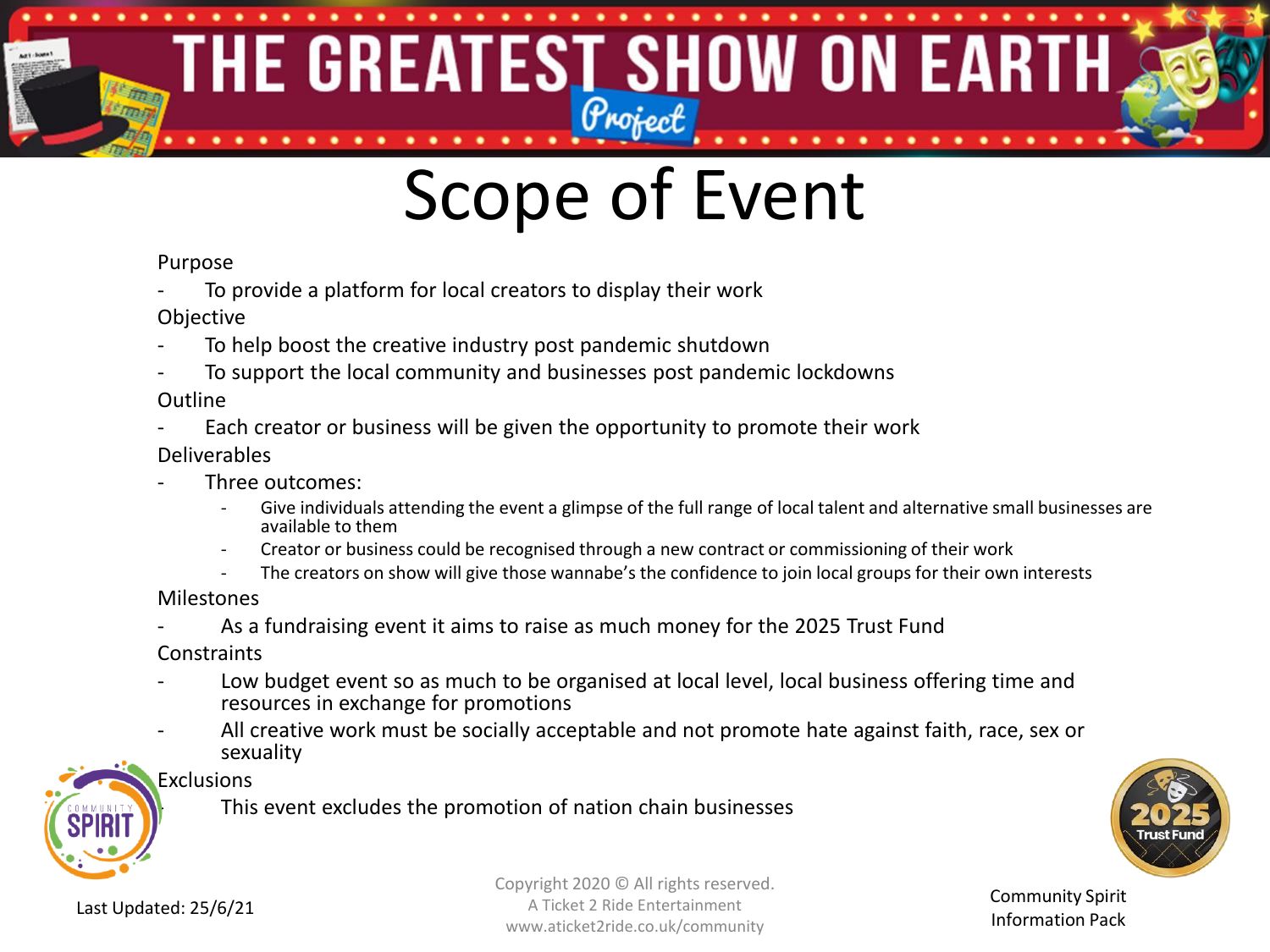# THE GREATEST SHOW ON EARTH Project

# Scope of Event

Purpose

- To provide a platform for local creators to display their work

Objective

- To help boost the creative industry post pandemic shutdown
- To support the local community and businesses post pandemic lockdowns

Outline

- Each creator or business will be given the opportunity to promote their work

Deliverables

- Three outcomes:
  - Give individuals attending the event a glimpse of the full range of local talent and alternative small businesses are available to them
  - Creator or business could be recognised through a new contract or commissioning of their work
  - The creators on show will give those wannabe's the confidence to join local groups for their own interests

Milestones

- As a fundraising event it aims to raise as much money for the 2025 Trust Fund

Constraints

- Low budget event so as much to be organised at local level, local business offering time and resources in exchange for promotions
- All creative work must be socially acceptable and not promote hate against faith, race, sex or sexuality

Exclusions

- This event excludes the promotion of nation chain businesses

Last Updated: 25/6/21

Copyright 2020 © All rights reserved.
A Ticket 2 Ride Entertainment
www.aticket2ride.co.uk/community

Community Spirit Information Pack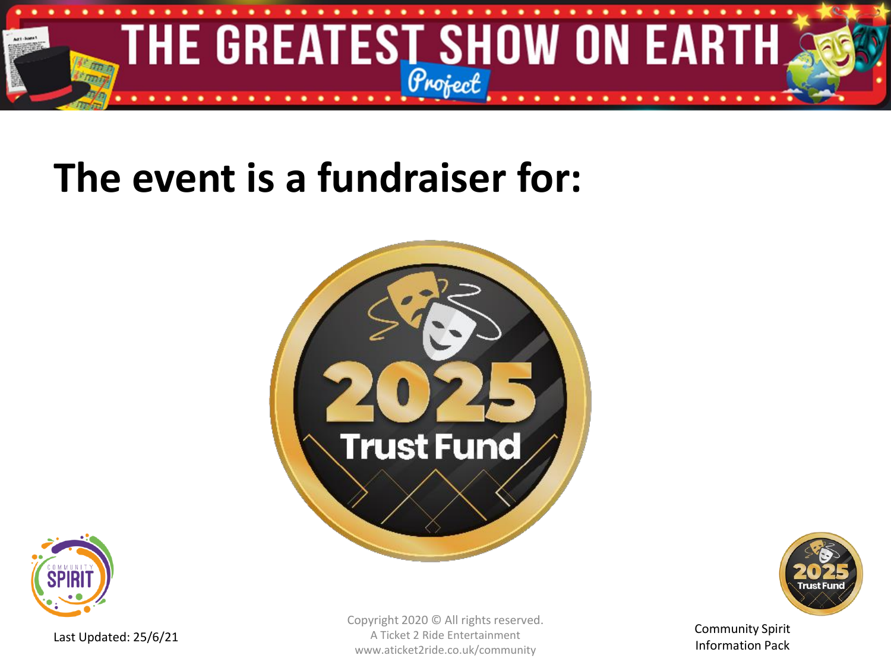# The event is a fundraiser for:

2025 Trust Fund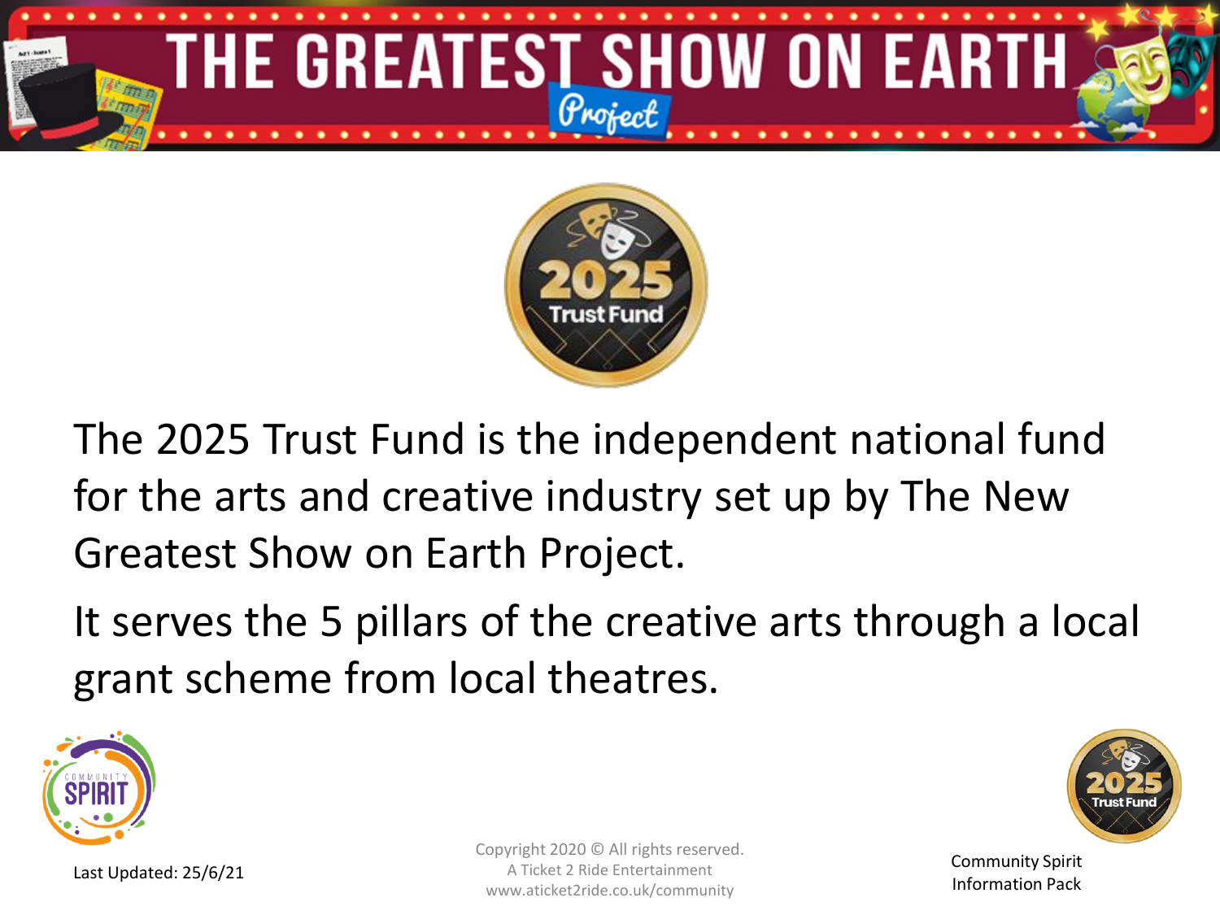# THE GREATEST SHOW ON EARTH Project

2025 Trust Fund

The 2025 Trust Fund is the independent national fund for the arts and creative industry set up by The New Greatest Show on Earth Project.

It serves the 5 pillars of the creative arts through a local grant scheme from local theatres.

Last Updated: 25/6/21

Copyright 2020 © All rights reserved.
A Ticket 2 Ride Entertainment
www.aticket2ride.co.uk/community

Community Spirit
Information Pack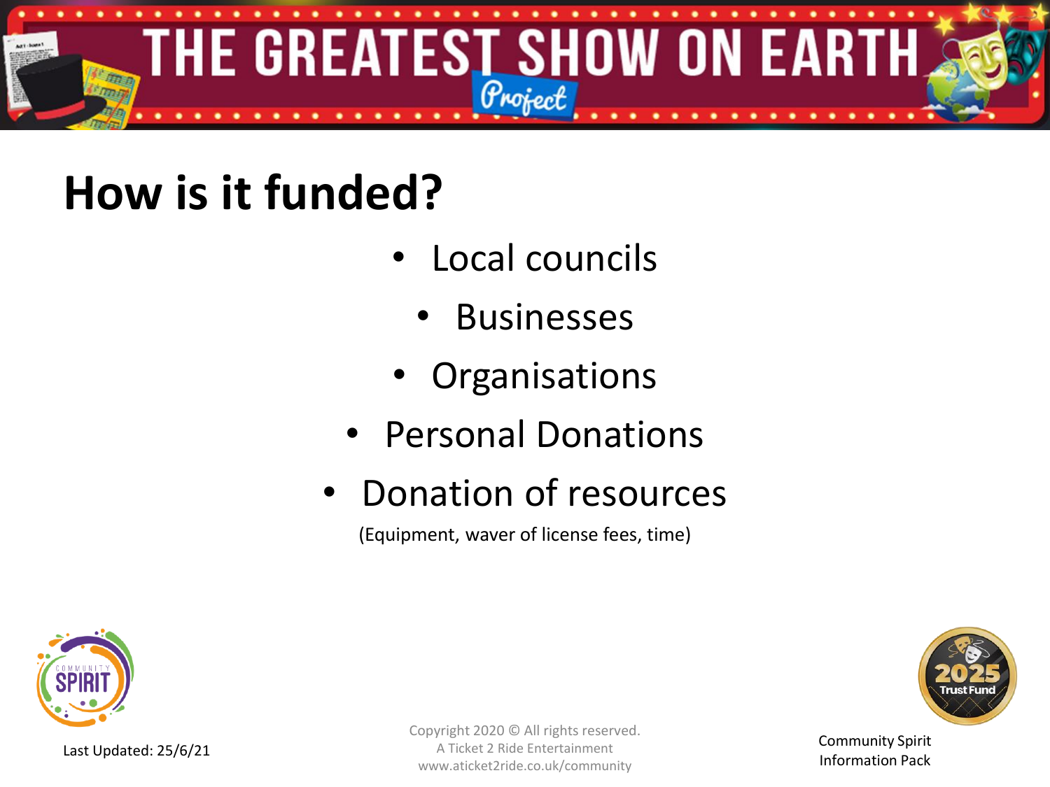## How is it funded?

- Local councils
- Businesses
- Organisations
- Personal Donations
- Donation of resources

(Equipment, waver of license fees, time)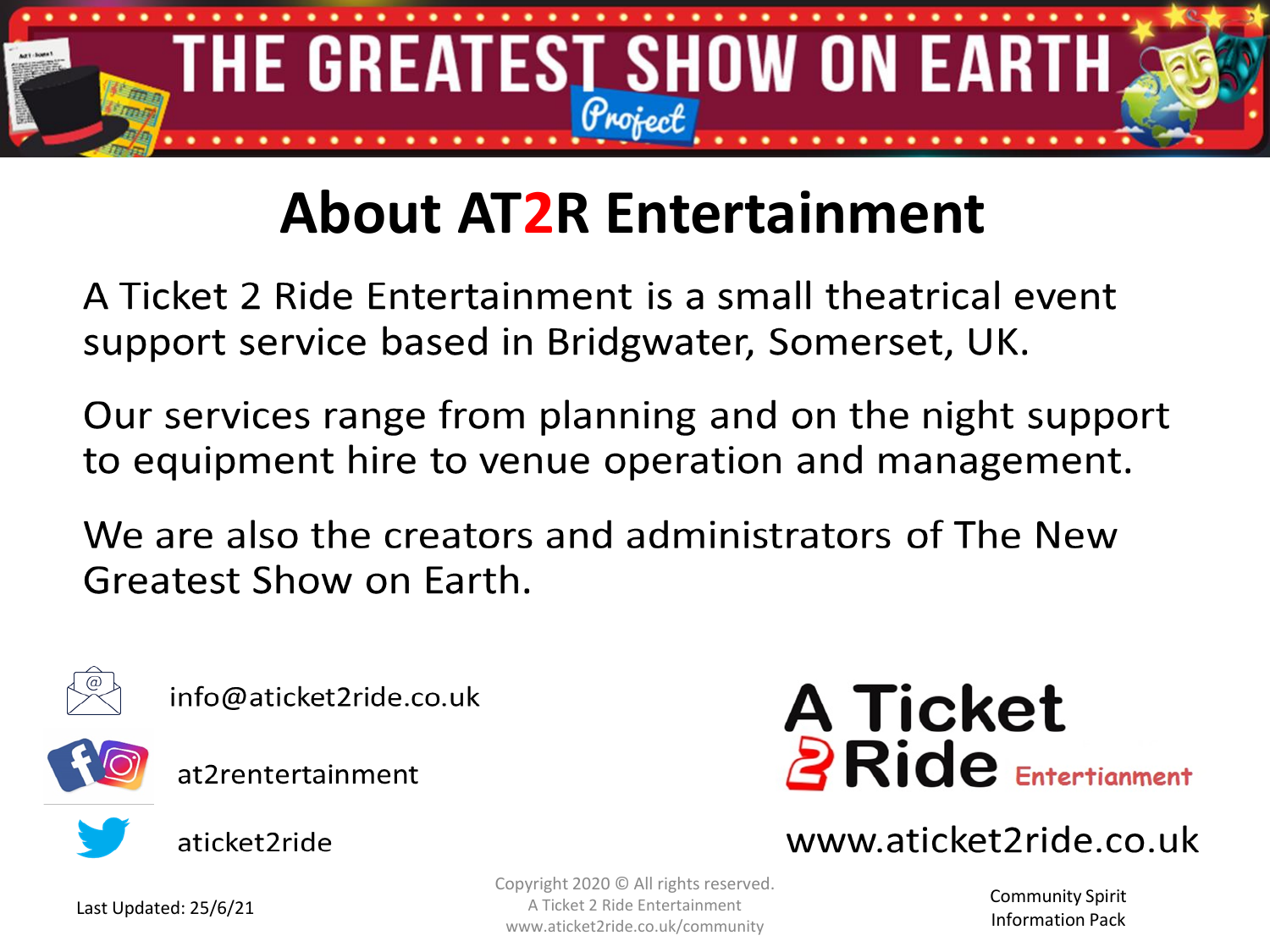# About AT2R Entertainment

A Ticket 2 Ride Entertainment is a small theatrical event support service based in Bridgwater, Somerset, UK.

Our services range from planning and on the night support to equipment hire to venue operation and management.

We are also the creators and administrators of The New Greatest Show on Earth.

info@aticket2ride.co.uk

at2rentertainment

aticket2ride

A Ticket 2 Ride Entertainment

www.aticket2ride.co.uk

Last Updated: 25/6/21

Copyright 2020 © All rights reserved.
A Ticket 2 Ride Entertainment
www.aticket2ride.co.uk/community

Community Spirit
Information Pack